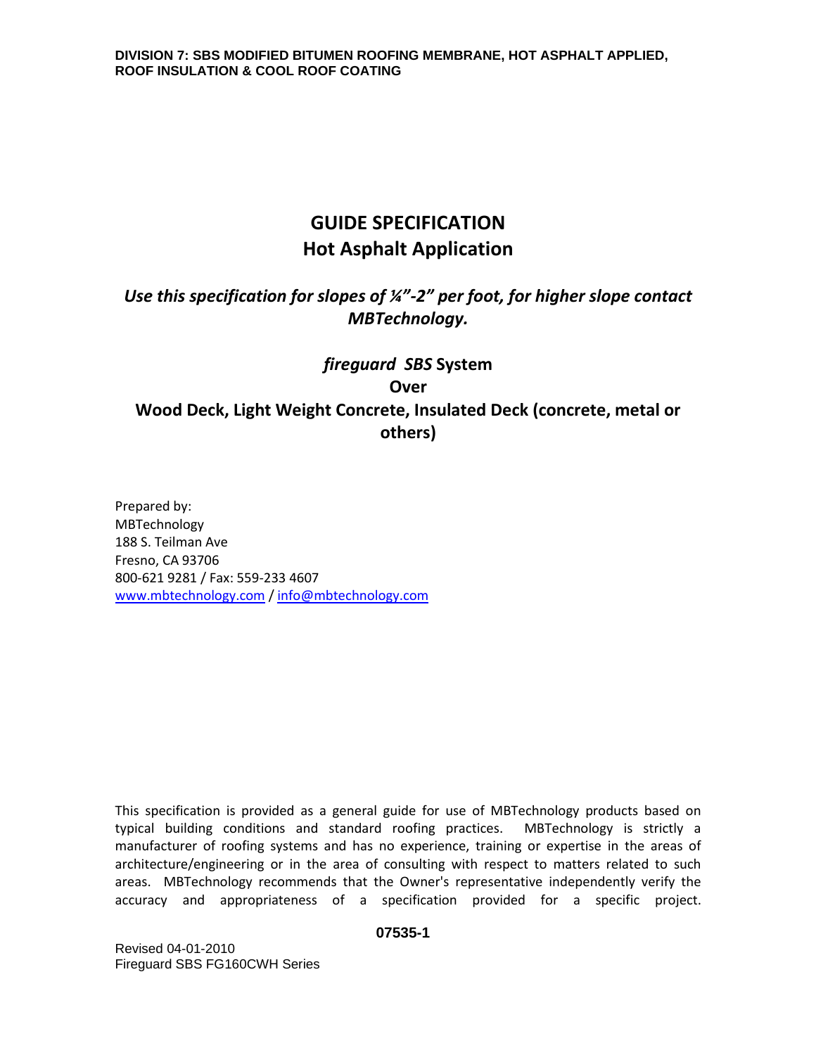DIVISION 7: SBS MODIFIED BITUMEN ROOFING MEMBRANE, HOT ASPHALT APPLIED, ROOF INSULATION & COOL ROOF COATING

# GUIDE SPECIFICATION
# Hot Asphalt Application

***Use this specification for slopes of ¼"-2" per foot, for higher slope contact MBTechnology.***

## *fireguard SBS* System
## Over
## Wood Deck, Light Weight Concrete, Insulated Deck (concrete, metal or others)

Prepared by:
MBTechnology
188 S. Teilman Ave
Fresno, CA 93706
800-621 9281 / Fax: 559-233 4607
www.mbtechnology.com / info@mbtechnology.com

This specification is provided as a general guide for use of MBTechnology products based on typical building conditions and standard roofing practices. MBTechnology is strictly a manufacturer of roofing systems and has no experience, training or expertise in the areas of architecture/engineering or in the area of consulting with respect to matters related to such areas. MBTechnology recommends that the Owner's representative independently verify the accuracy and appropriateness of a specification provided for a specific project.

**07535-1**

Revised 04-01-2010
Fireguard SBS FG160CWH Series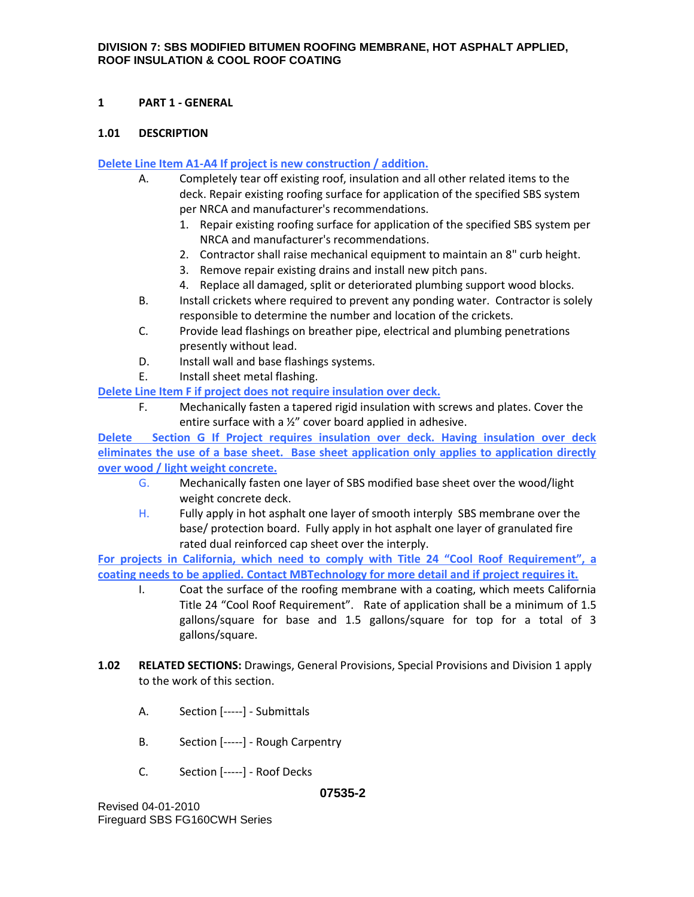**DIVISION 7: SBS MODIFIED BITUMEN ROOFING MEMBRANE, HOT ASPHALT APPLIED, ROOF INSULATION & COOL ROOF COATING**

## 1 PART 1 - GENERAL

### 1.01 DESCRIPTION

**Delete Line Item A1-A4 If project is new construction / addition.**

A. Completely tear off existing roof, insulation and all other related items to the deck. Repair existing roofing surface for application of the specified SBS system per NRCA and manufacturer's recommendations.
   1. Repair existing roofing surface for application of the specified SBS system per NRCA and manufacturer's recommendations.
   2. Contractor shall raise mechanical equipment to maintain an 8" curb height.
   3. Remove repair existing drains and install new pitch pans.
   4. Replace all damaged, split or deteriorated plumbing support wood blocks.

B. Install crickets where required to prevent any ponding water. Contractor is solely responsible to determine the number and location of the crickets.

C. Provide lead flashings on breather pipe, electrical and plumbing penetrations presently without lead.

D. Install wall and base flashings systems.

E. Install sheet metal flashing.

**Delete Line Item F if project does not require insulation over deck.**

F. Mechanically fasten a tapered rigid insulation with screws and plates. Cover the entire surface with a ½" cover board applied in adhesive.

**Delete Section G If Project requires insulation over deck. Having insulation over deck eliminates the use of a base sheet. Base sheet application only applies to application directly over wood / light weight concrete.**

G. Mechanically fasten one layer of SBS modified base sheet over the wood/light weight concrete deck.

H. Fully apply in hot asphalt one layer of smooth interply SBS membrane over the base/ protection board. Fully apply in hot asphalt one layer of granulated fire rated dual reinforced cap sheet over the interply.

**For projects in California, which need to comply with Title 24 "Cool Roof Requirement", a coating needs to be applied. Contact MBTechnology for more detail and if project requires it.**

I. Coat the surface of the roofing membrane with a coating, which meets California Title 24 "Cool Roof Requirement". Rate of application shall be a minimum of 1.5 gallons/square for base and 1.5 gallons/square for top for a total of 3 gallons/square.

### 1.02 **RELATED SECTIONS:** Drawings, General Provisions, Special Provisions and Division 1 apply to the work of this section.

A. Section [-----] - Submittals

B. Section [-----] - Rough Carpentry

C. Section [-----] - Roof Decks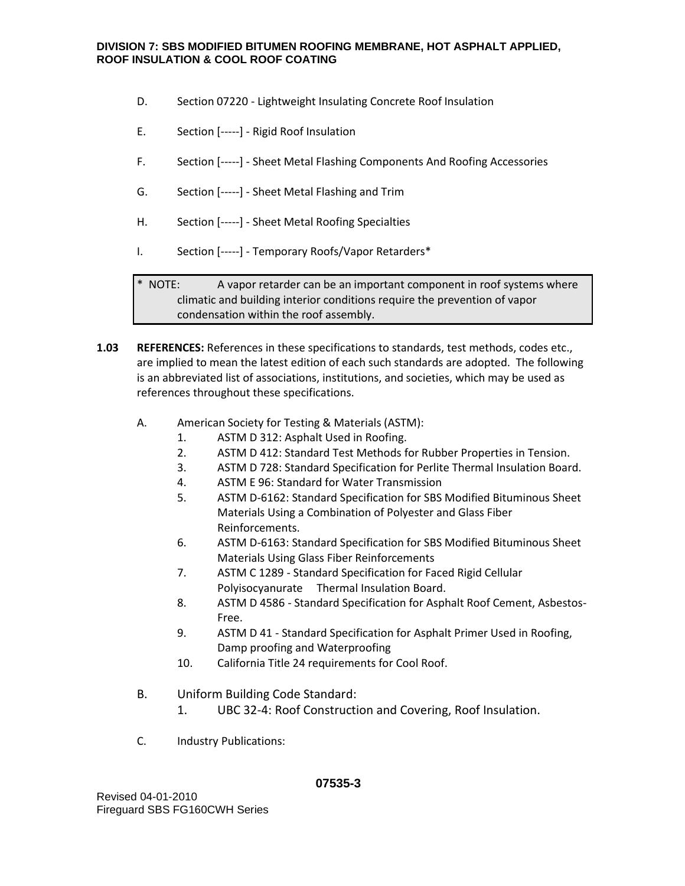D. Section 07220 - Lightweight Insulating Concrete Roof Insulation

E. Section [-----] - Rigid Roof Insulation

F. Section [-----] - Sheet Metal Flashing Components And Roofing Accessories

G. Section [-----] - Sheet Metal Flashing and Trim

H. Section [-----] - Sheet Metal Roofing Specialties

I. Section [-----] - Temporary Roofs/Vapor Retarders*

> \* NOTE: A vapor retarder can be an important component in roof systems where climatic and building interior conditions require the prevention of vapor condensation within the roof assembly.

**1.03 REFERENCES:** References in these specifications to standards, test methods, codes etc., are implied to mean the latest edition of each such standards are adopted. The following is an abbreviated list of associations, institutions, and societies, which may be used as references throughout these specifications.

A. American Society for Testing & Materials (ASTM):
1. ASTM D 312: Asphalt Used in Roofing.
2. ASTM D 412: Standard Test Methods for Rubber Properties in Tension.
3. ASTM D 728: Standard Specification for Perlite Thermal Insulation Board.
4. ASTM E 96: Standard for Water Transmission
5. ASTM D-6162: Standard Specification for SBS Modified Bituminous Sheet Materials Using a Combination of Polyester and Glass Fiber Reinforcements.
6. ASTM D-6163: Standard Specification for SBS Modified Bituminous Sheet Materials Using Glass Fiber Reinforcements
7. ASTM C 1289 - Standard Specification for Faced Rigid Cellular Polyisocyanurate Thermal Insulation Board.
8. ASTM D 4586 - Standard Specification for Asphalt Roof Cement, Asbestos-Free.
9. ASTM D 41 - Standard Specification for Asphalt Primer Used in Roofing, Damp proofing and Waterproofing
10. California Title 24 requirements for Cool Roof.

B. Uniform Building Code Standard:
1. UBC 32-4: Roof Construction and Covering, Roof Insulation.

C. Industry Publications: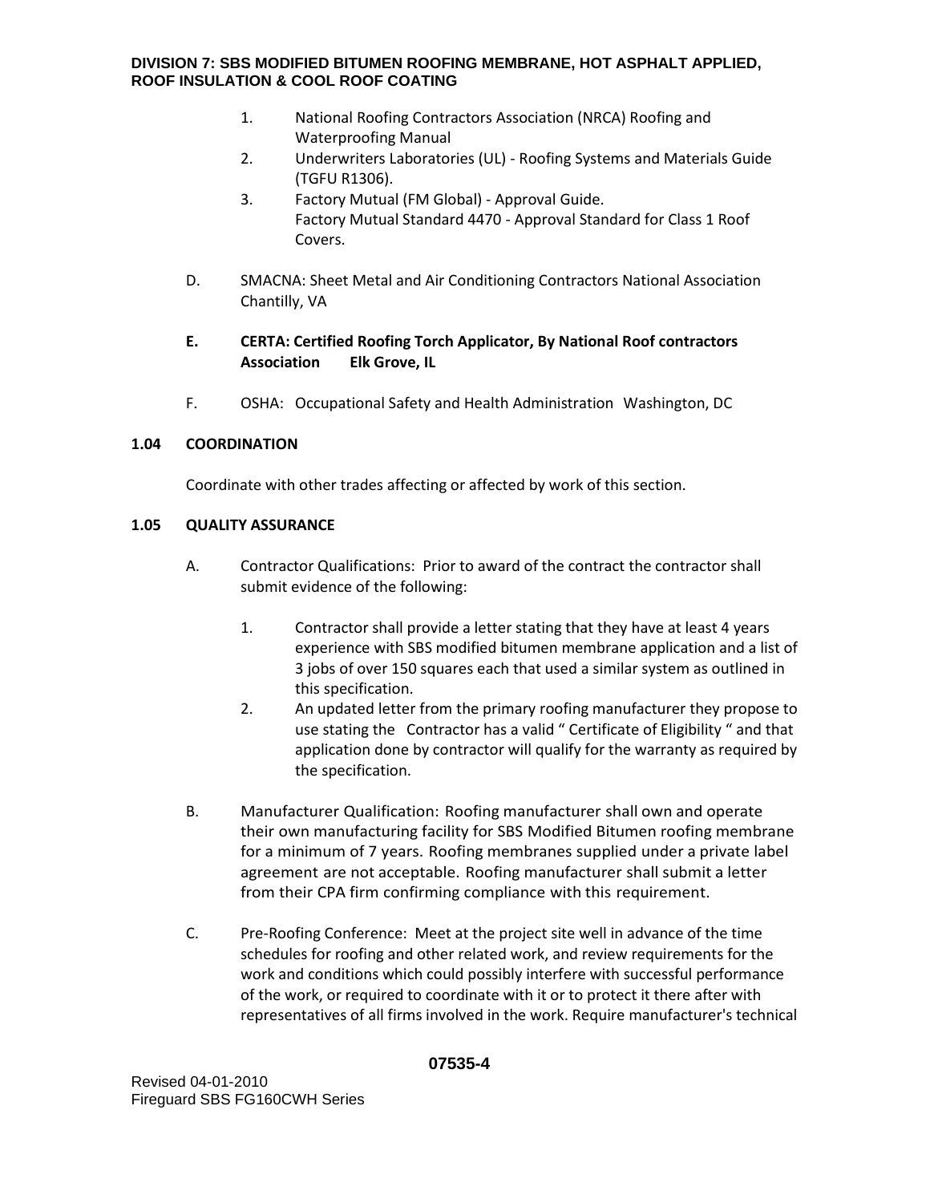1. National Roofing Contractors Association (NRCA) Roofing and Waterproofing Manual
2. Underwriters Laboratories (UL) - Roofing Systems and Materials Guide (TGFU R1306).
3. Factory Mutual (FM Global) - Approval Guide.
   Factory Mutual Standard 4470 - Approval Standard for Class 1 Roof Covers.

D. SMACNA: Sheet Metal and Air Conditioning Contractors National Association Chantilly, VA

**E. CERTA: Certified Roofing Torch Applicator, By National Roof contractors Association Elk Grove, IL**

F. OSHA: Occupational Safety and Health Administration Washington, DC

**1.04 COORDINATION**

Coordinate with other trades affecting or affected by work of this section.

**1.05 QUALITY ASSURANCE**

A. Contractor Qualifications: Prior to award of the contract the contractor shall submit evidence of the following:

1. Contractor shall provide a letter stating that they have at least 4 years experience with SBS modified bitumen membrane application and a list of 3 jobs of over 150 squares each that used a similar system as outlined in this specification.
2. An updated letter from the primary roofing manufacturer they propose to use stating the Contractor has a valid " Certificate of Eligibility " and that application done by contractor will qualify for the warranty as required by the specification.

B. Manufacturer Qualification: Roofing manufacturer shall own and operate their own manufacturing facility for SBS Modified Bitumen roofing membrane for a minimum of 7 years. Roofing membranes supplied under a private label agreement are not acceptable. Roofing manufacturer shall submit a letter from their CPA firm confirming compliance with this requirement.

C. Pre-Roofing Conference: Meet at the project site well in advance of the time schedules for roofing and other related work, and review requirements for the work and conditions which could possibly interfere with successful performance of the work, or required to coordinate with it or to protect it there after with representatives of all firms involved in the work. Require manufacturer's technical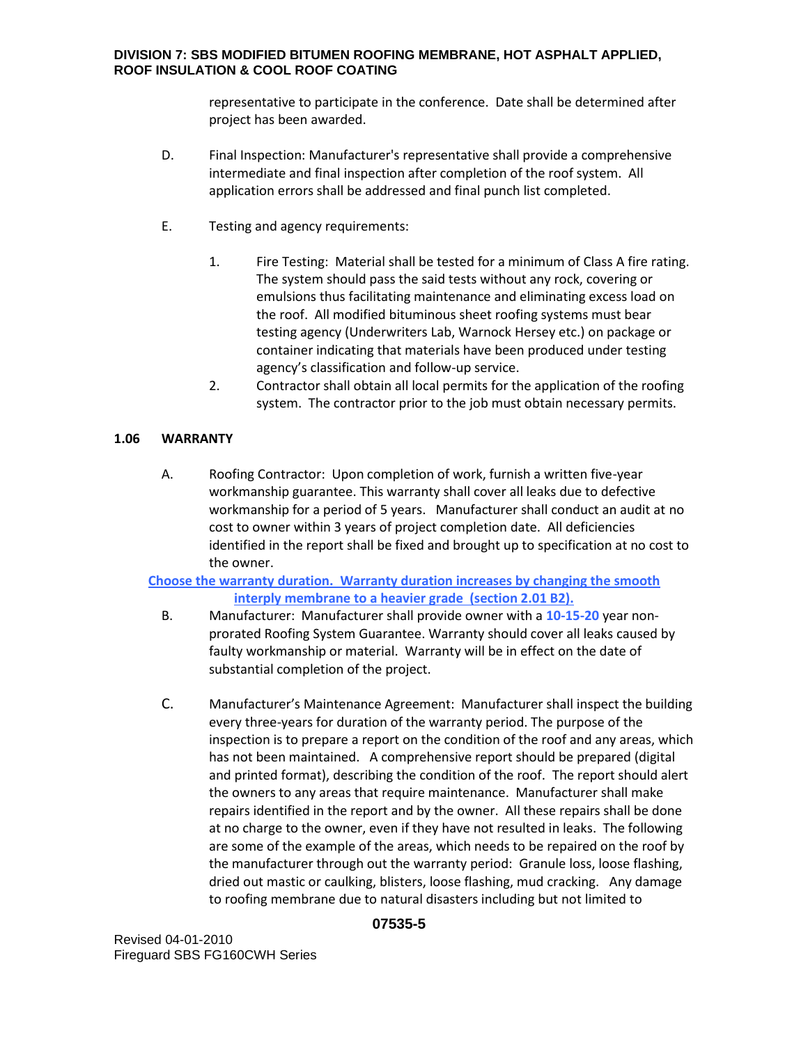representative to participate in the conference. Date shall be determined after project has been awarded.

D. Final Inspection: Manufacturer's representative shall provide a comprehensive intermediate and final inspection after completion of the roof system. All application errors shall be addressed and final punch list completed.

E. Testing and agency requirements:

1. Fire Testing: Material shall be tested for a minimum of Class A fire rating. The system should pass the said tests without any rock, covering or emulsions thus facilitating maintenance and eliminating excess load on the roof. All modified bituminous sheet roofing systems must bear testing agency (Underwriters Lab, Warnock Hersey etc.) on package or container indicating that materials have been produced under testing agency's classification and follow-up service.
2. Contractor shall obtain all local permits for the application of the roofing system. The contractor prior to the job must obtain necessary permits.

## 1.06 WARRANTY

A. Roofing Contractor: Upon completion of work, furnish a written five-year workmanship guarantee. This warranty shall cover all leaks due to defective workmanship for a period of 5 years. Manufacturer shall conduct an audit at no cost to owner within 3 years of project completion date. All deficiencies identified in the report shall be fixed and brought up to specification at no cost to the owner.

**Choose the warranty duration. Warranty duration increases by changing the smooth interply membrane to a heavier grade (section 2.01 B2).**

B. Manufacturer: Manufacturer shall provide owner with a **10-15-20** year non-prorated Roofing System Guarantee. Warranty should cover all leaks caused by faulty workmanship or material. Warranty will be in effect on the date of substantial completion of the project.

C. Manufacturer's Maintenance Agreement: Manufacturer shall inspect the building every three-years for duration of the warranty period. The purpose of the inspection is to prepare a report on the condition of the roof and any areas, which has not been maintained. A comprehensive report should be prepared (digital and printed format), describing the condition of the roof. The report should alert the owners to any areas that require maintenance. Manufacturer shall make repairs identified in the report and by the owner. All these repairs shall be done at no charge to the owner, even if they have not resulted in leaks. The following are some of the example of the areas, which needs to be repaired on the roof by the manufacturer through out the warranty period: Granule loss, loose flashing, dried out mastic or caulking, blisters, loose flashing, mud cracking. Any damage to roofing membrane due to natural disasters including but not limited to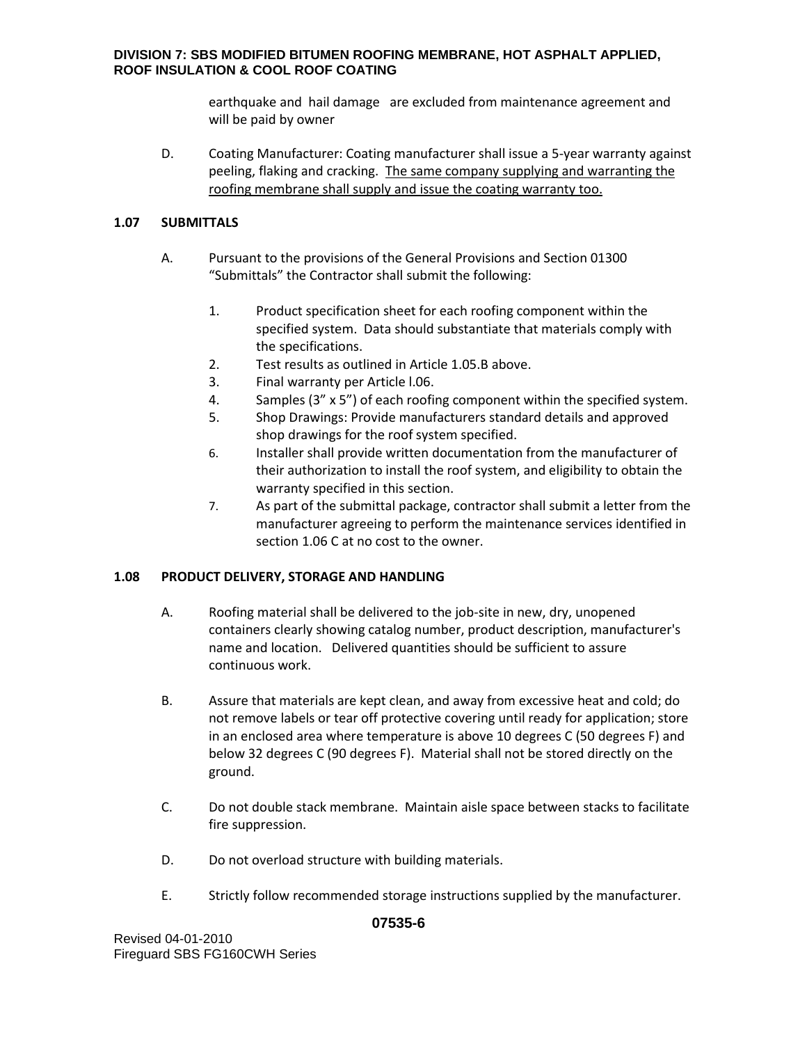earthquake and hail damage are excluded from maintenance agreement and will be paid by owner

D. Coating Manufacturer: Coating manufacturer shall issue a 5-year warranty against peeling, flaking and cracking. <u>The same company supplying and warranting the roofing membrane shall supply and issue the coating warranty too.</u>

## 1.07 SUBMITTALS

A. Pursuant to the provisions of the General Provisions and Section 01300 "Submittals" the Contractor shall submit the following:

1. Product specification sheet for each roofing component within the specified system. Data should substantiate that materials comply with the specifications.
2. Test results as outlined in Article 1.05.B above.
3. Final warranty per Article l.06.
4. Samples (3" x 5") of each roofing component within the specified system.
5. Shop Drawings: Provide manufacturers standard details and approved shop drawings for the roof system specified.
6. Installer shall provide written documentation from the manufacturer of their authorization to install the roof system, and eligibility to obtain the warranty specified in this section.
7. As part of the submittal package, contractor shall submit a letter from the manufacturer agreeing to perform the maintenance services identified in section 1.06 C at no cost to the owner.

## 1.08 PRODUCT DELIVERY, STORAGE AND HANDLING

A. Roofing material shall be delivered to the job-site in new, dry, unopened containers clearly showing catalog number, product description, manufacturer's name and location. Delivered quantities should be sufficient to assure continuous work.

B. Assure that materials are kept clean, and away from excessive heat and cold; do not remove labels or tear off protective covering until ready for application; store in an enclosed area where temperature is above 10 degrees C (50 degrees F) and below 32 degrees C (90 degrees F). Material shall not be stored directly on the ground.

C. Do not double stack membrane. Maintain aisle space between stacks to facilitate fire suppression.

D. Do not overload structure with building materials.

E. Strictly follow recommended storage instructions supplied by the manufacturer.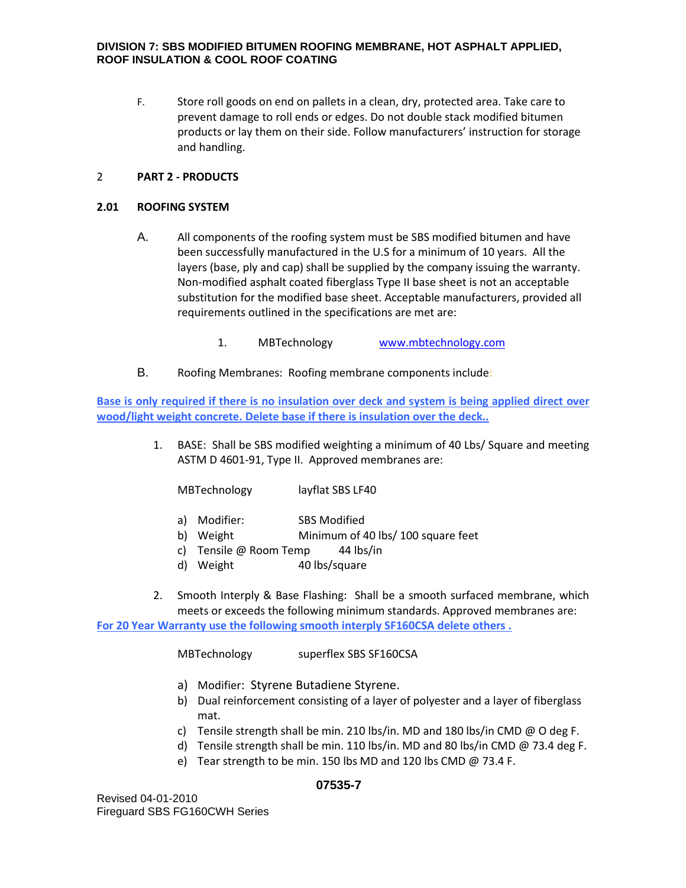F. Store roll goods on end on pallets in a clean, dry, protected area. Take care to prevent damage to roll ends or edges. Do not double stack modified bitumen products or lay them on their side. Follow manufacturers' instruction for storage and handling.

## 2 PART 2 - PRODUCTS

### 2.01 ROOFING SYSTEM

A. All components of the roofing system must be SBS modified bitumen and have been successfully manufactured in the U.S for a minimum of 10 years. All the layers (base, ply and cap) shall be supplied by the company issuing the warranty. Non-modified asphalt coated fiberglass Type II base sheet is not an acceptable substitution for the modified base sheet. Acceptable manufacturers, provided all requirements outlined in the specifications are met are:

1. MBTechnology [www.mbtechnology.com](http://www.mbtechnology.com)

B. Roofing Membranes: Roofing membrane components include:

**Base is only required if there is no insulation over deck and system is being applied direct over wood/light weight concrete. Delete base if there is insulation over the deck..**

1. BASE: Shall be SBS modified weighting a minimum of 40 Lbs/ Square and meeting ASTM D 4601-91, Type II. Approved membranes are:

   MBTechnology layflat SBS LF40

   a) Modifier: SBS Modified
   b) Weight Minimum of 40 lbs/ 100 square feet
   c) Tensile @ Room Temp 44 lbs/in
   d) Weight 40 lbs/square

2. Smooth Interply & Base Flashing: Shall be a smooth surfaced membrane, which meets or exceeds the following minimum standards. Approved membranes are:

**For 20 Year Warranty use the following smooth interply SF160CSA delete others .**

   MBTechnology superflex SBS SF160CSA

   a) Modifier: Styrene Butadiene Styrene.
   b) Dual reinforcement consisting of a layer of polyester and a layer of fiberglass mat.
   c) Tensile strength shall be min. 210 lbs/in. MD and 180 lbs/in CMD @ O deg F.
   d) Tensile strength shall be min. 110 lbs/in. MD and 80 lbs/in CMD @ 73.4 deg F.
   e) Tear strength to be min. 150 lbs MD and 120 lbs CMD @ 73.4 F.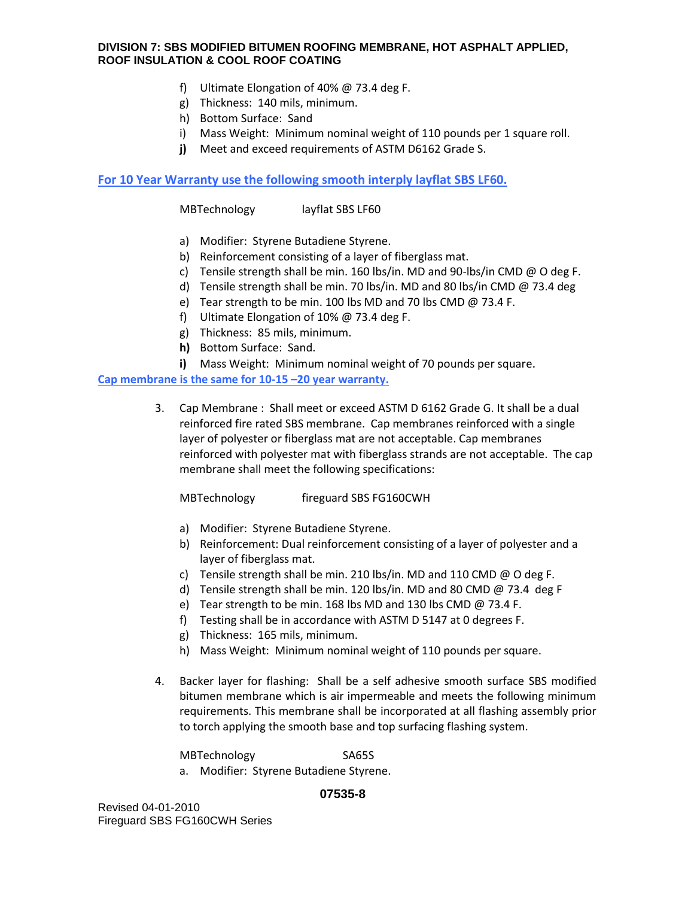f) Ultimate Elongation of 40% @ 73.4 deg F.
g) Thickness: 140 mils, minimum.
h) Bottom Surface: Sand
i) Mass Weight: Minimum nominal weight of 110 pounds per 1 square roll.
**j)** Meet and exceed requirements of ASTM D6162 Grade S.

**For 10 Year Warranty use the following smooth interply layflat SBS LF60.**

MBTechnology layflat SBS LF60

a) Modifier: Styrene Butadiene Styrene.
b) Reinforcement consisting of a layer of fiberglass mat.
c) Tensile strength shall be min. 160 lbs/in. MD and 90-lbs/in CMD @ O deg F.
d) Tensile strength shall be min. 70 lbs/in. MD and 80 lbs/in CMD @ 73.4 deg
e) Tear strength to be min. 100 lbs MD and 70 lbs CMD @ 73.4 F.
f) Ultimate Elongation of 10% @ 73.4 deg F.
g) Thickness: 85 mils, minimum.
**h)** Bottom Surface: Sand.
**i)** Mass Weight: Minimum nominal weight of 70 pounds per square.

**Cap membrane is the same for 10-15 –20 year warranty.**

3. Cap Membrane : Shall meet or exceed ASTM D 6162 Grade G. It shall be a dual reinforced fire rated SBS membrane. Cap membranes reinforced with a single layer of polyester or fiberglass mat are not acceptable. Cap membranes reinforced with polyester mat with fiberglass strands are not acceptable. The cap membrane shall meet the following specifications:

   MBTechnology fireguard SBS FG160CWH

   a) Modifier: Styrene Butadiene Styrene.
   b) Reinforcement: Dual reinforcement consisting of a layer of polyester and a layer of fiberglass mat.
   c) Tensile strength shall be min. 210 lbs/in. MD and 110 CMD @ O deg F.
   d) Tensile strength shall be min. 120 lbs/in. MD and 80 CMD @ 73.4 deg F
   e) Tear strength to be min. 168 lbs MD and 130 lbs CMD @ 73.4 F.
   f) Testing shall be in accordance with ASTM D 5147 at 0 degrees F.
   g) Thickness: 165 mils, minimum.
   h) Mass Weight: Minimum nominal weight of 110 pounds per square.

4. Backer layer for flashing: Shall be a self adhesive smooth surface SBS modified bitumen membrane which is air impermeable and meets the following minimum requirements. This membrane shall be incorporated at all flashing assembly prior to torch applying the smooth base and top surfacing flashing system.

   MBTechnology SA65S

   a. Modifier: Styrene Butadiene Styrene.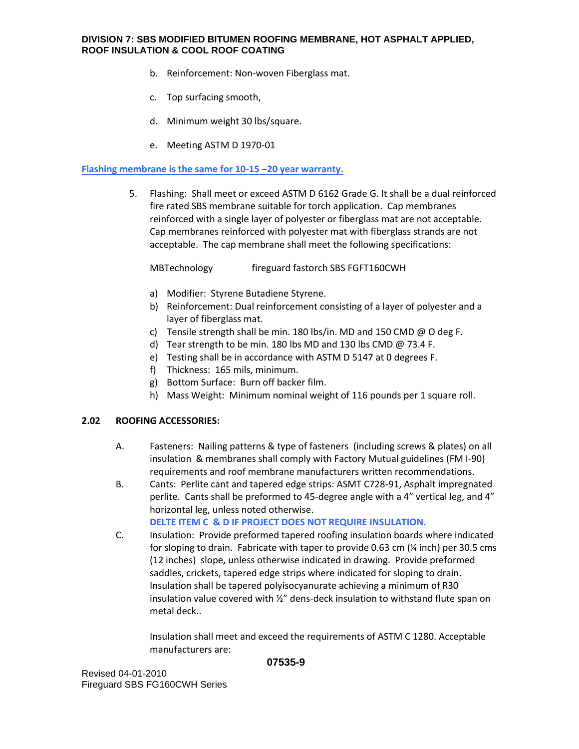b. Reinforcement: Non-woven Fiberglass mat.

c. Top surfacing smooth,

d. Minimum weight 30 lbs/square.

e. Meeting ASTM D 1970-01

**Flashing membrane is the same for 10-15 –20 year warranty.**

5. Flashing: Shall meet or exceed ASTM D 6162 Grade G. It shall be a dual reinforced fire rated SBS membrane suitable for torch application. Cap membranes reinforced with a single layer of polyester or fiberglass mat are not acceptable. Cap membranes reinforced with polyester mat with fiberglass strands are not acceptable. The cap membrane shall meet the following specifications:

   MBTechnology fireguard fastorch SBS FGFT160CWH

   a) Modifier: Styrene Butadiene Styrene.
   b) Reinforcement: Dual reinforcement consisting of a layer of polyester and a layer of fiberglass mat.
   c) Tensile strength shall be min. 180 lbs/in. MD and 150 CMD @ O deg F.
   d) Tear strength to be min. 180 lbs MD and 130 lbs CMD @ 73.4 F.
   e) Testing shall be in accordance with ASTM D 5147 at 0 degrees F.
   f) Thickness: 165 mils, minimum.
   g) Bottom Surface: Burn off backer film.
   h) Mass Weight: Minimum nominal weight of 116 pounds per 1 square roll.

**2.02 ROOFING ACCESSORIES:**

A. Fasteners: Nailing patterns & type of fasteners (including screws & plates) on all insulation & membranes shall comply with Factory Mutual guidelines (FM I-90) requirements and roof membrane manufacturers written recommendations.

B. Cants: Perlite cant and tapered edge strips: ASMT C728-91, Asphalt impregnated perlite. Cants shall be preformed to 45-degree angle with a 4" vertical leg, and 4" horizontal leg, unless noted otherwise.
   **DELTE ITEM C & D IF PROJECT DOES NOT REQUIRE INSULATION.**

C. Insulation: Provide preformed tapered roofing insulation boards where indicated for sloping to drain. Fabricate with taper to provide 0.63 cm (¼ inch) per 30.5 cms (12 inches) slope, unless otherwise indicated in drawing. Provide preformed saddles, crickets, tapered edge strips where indicated for sloping to drain. Insulation shall be tapered polyisocyanurate achieving a minimum of R30 insulation value covered with ½" dens-deck insulation to withstand flute span on metal deck..

   Insulation shall meet and exceed the requirements of ASTM C 1280. Acceptable manufacturers are: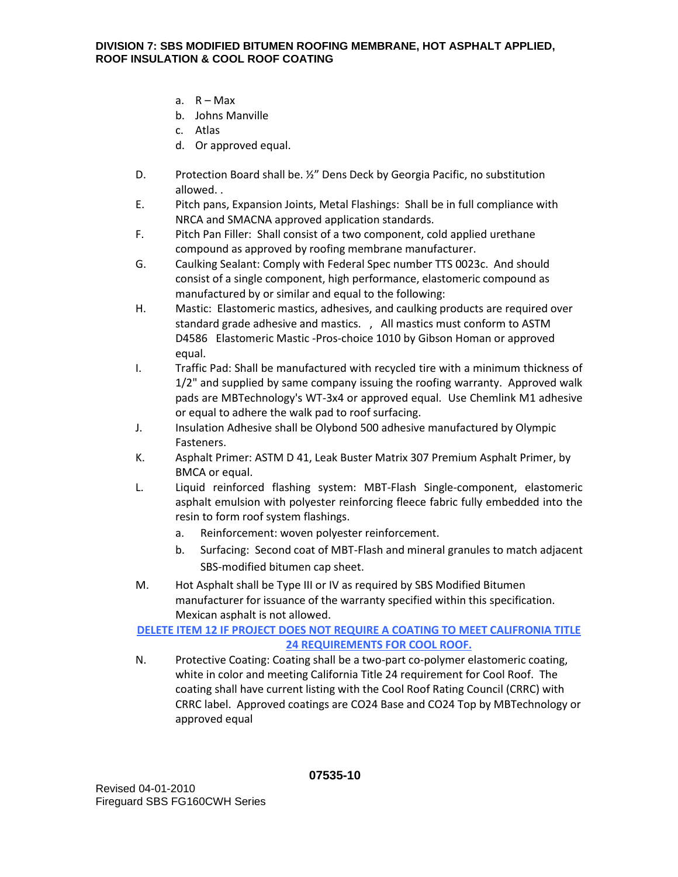a. R – Max
b. Johns Manville
c. Atlas
d. Or approved equal.

D. Protection Board shall be. ½" Dens Deck by Georgia Pacific, no substitution allowed. .

E. Pitch pans, Expansion Joints, Metal Flashings: Shall be in full compliance with NRCA and SMACNA approved application standards.

F. Pitch Pan Filler: Shall consist of a two component, cold applied urethane compound as approved by roofing membrane manufacturer.

G. Caulking Sealant: Comply with Federal Spec number TTS 0023c. And should consist of a single component, high performance, elastomeric compound as manufactured by or similar and equal to the following:

H. Mastic: Elastomeric mastics, adhesives, and caulking products are required over standard grade adhesive and mastics. , All mastics must conform to ASTM D4586 Elastomeric Mastic -Pros-choice 1010 by Gibson Homan or approved equal.

I. Traffic Pad: Shall be manufactured with recycled tire with a minimum thickness of 1/2" and supplied by same company issuing the roofing warranty. Approved walk pads are MBTechnology's WT-3x4 or approved equal. Use Chemlink M1 adhesive or equal to adhere the walk pad to roof surfacing.

J. Insulation Adhesive shall be Olybond 500 adhesive manufactured by Olympic Fasteners.

K. Asphalt Primer: ASTM D 41, Leak Buster Matrix 307 Premium Asphalt Primer, by BMCA or equal.

L. Liquid reinforced flashing system: MBT-Flash Single-component, elastomeric asphalt emulsion with polyester reinforcing fleece fabric fully embedded into the resin to form roof system flashings.
   a. Reinforcement: woven polyester reinforcement.
   b. Surfacing: Second coat of MBT-Flash and mineral granules to match adjacent SBS-modified bitumen cap sheet.

M. Hot Asphalt shall be Type III or IV as required by SBS Modified Bitumen manufacturer for issuance of the warranty specified within this specification. Mexican asphalt is not allowed.

**DELETE ITEM 12 IF PROJECT DOES NOT REQUIRE A COATING TO MEET CALIFRONIA TITLE 24 REQUIREMENTS FOR COOL ROOF.**

N. Protective Coating: Coating shall be a two-part co-polymer elastomeric coating, white in color and meeting California Title 24 requirement for Cool Roof. The coating shall have current listing with the Cool Roof Rating Council (CRRC) with CRRC label. Approved coatings are CO24 Base and CO24 Top by MBTechnology or approved equal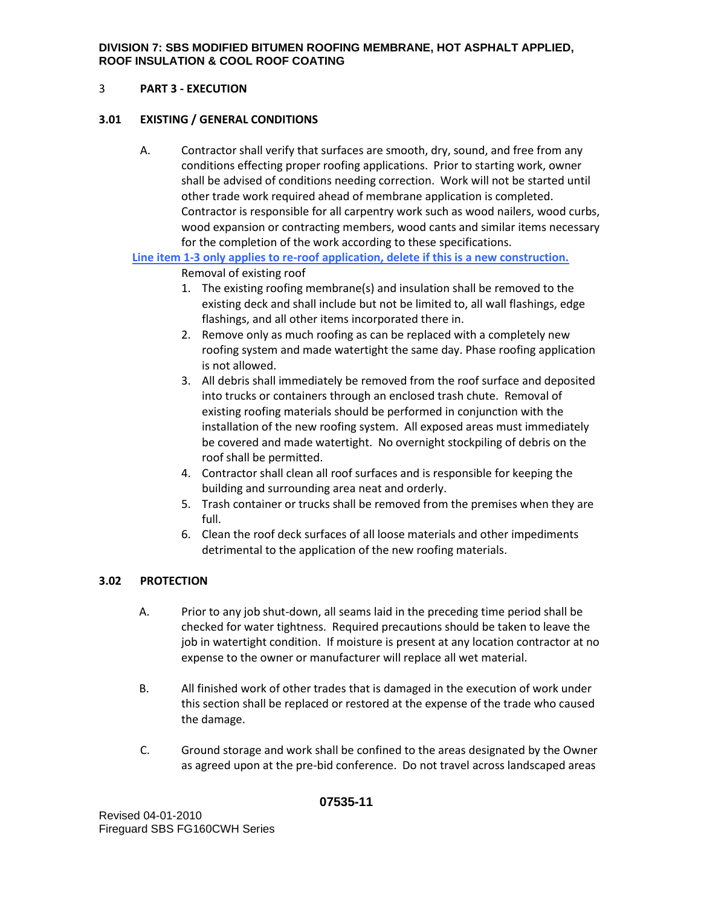## 3 PART 3 - EXECUTION

### 3.01 EXISTING / GENERAL CONDITIONS

A. Contractor shall verify that surfaces are smooth, dry, sound, and free from any conditions effecting proper roofing applications. Prior to starting work, owner shall be advised of conditions needing correction. Work will not be started until other trade work required ahead of membrane application is completed. Contractor is responsible for all carpentry work such as wood nailers, wood curbs, wood expansion or contracting members, wood cants and similar items necessary for the completion of the work according to these specifications.

**Line item 1-3 only applies to re-roof application, delete if this is a new construction.**

Removal of existing roof

1. The existing roofing membrane(s) and insulation shall be removed to the existing deck and shall include but not be limited to, all wall flashings, edge flashings, and all other items incorporated there in.
2. Remove only as much roofing as can be replaced with a completely new roofing system and made watertight the same day. Phase roofing application is not allowed.
3. All debris shall immediately be removed from the roof surface and deposited into trucks or containers through an enclosed trash chute. Removal of existing roofing materials should be performed in conjunction with the installation of the new roofing system. All exposed areas must immediately be covered and made watertight. No overnight stockpiling of debris on the roof shall be permitted.
4. Contractor shall clean all roof surfaces and is responsible for keeping the building and surrounding area neat and orderly.
5. Trash container or trucks shall be removed from the premises when they are full.
6. Clean the roof deck surfaces of all loose materials and other impediments detrimental to the application of the new roofing materials.

### 3.02 PROTECTION

A. Prior to any job shut-down, all seams laid in the preceding time period shall be checked for water tightness. Required precautions should be taken to leave the job in watertight condition. If moisture is present at any location contractor at no expense to the owner or manufacturer will replace all wet material.

B. All finished work of other trades that is damaged in the execution of work under this section shall be replaced or restored at the expense of the trade who caused the damage.

C. Ground storage and work shall be confined to the areas designated by the Owner as agreed upon at the pre-bid conference. Do not travel across landscaped areas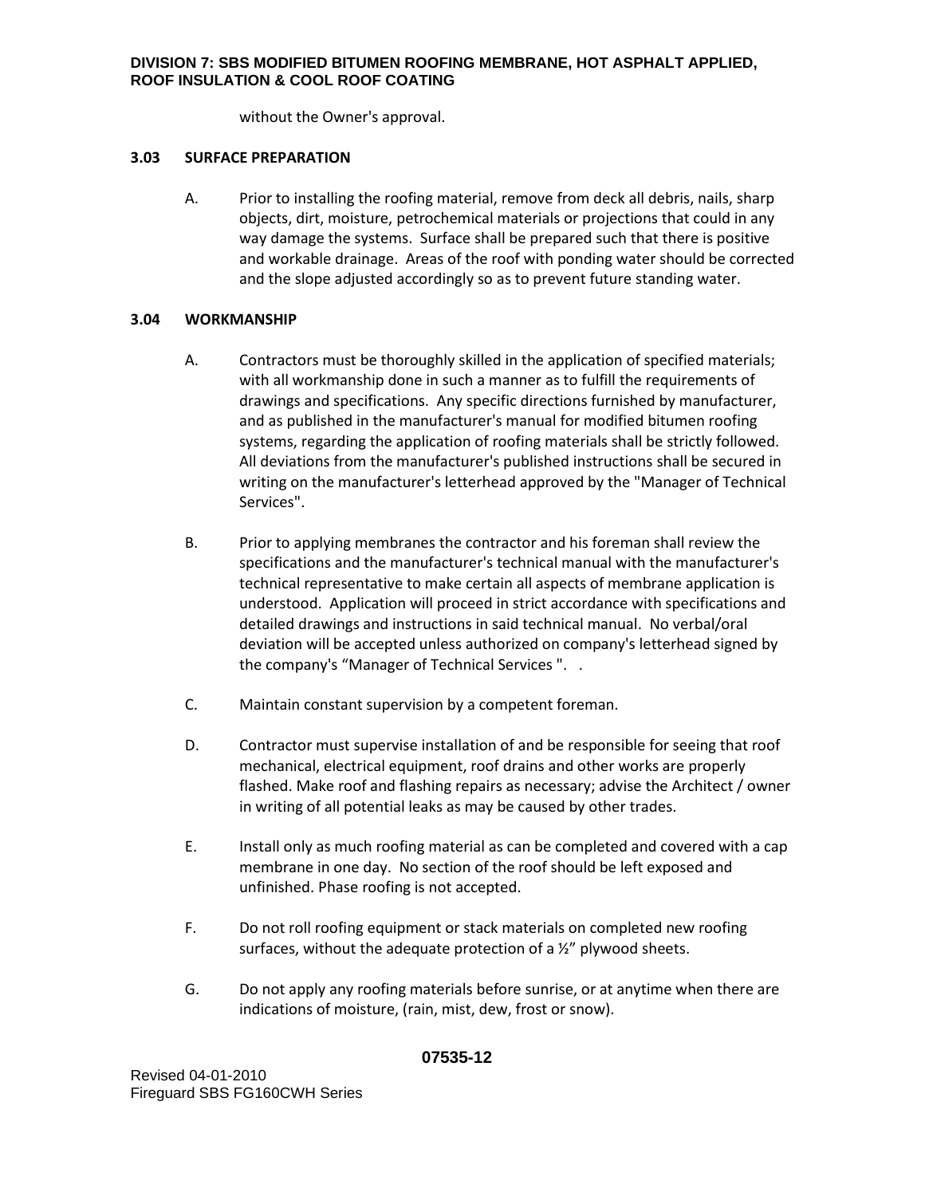without the Owner's approval.

**3.03 SURFACE PREPARATION**

A. Prior to installing the roofing material, remove from deck all debris, nails, sharp objects, dirt, moisture, petrochemical materials or projections that could in any way damage the systems. Surface shall be prepared such that there is positive and workable drainage. Areas of the roof with ponding water should be corrected and the slope adjusted accordingly so as to prevent future standing water.

**3.04 WORKMANSHIP**

A. Contractors must be thoroughly skilled in the application of specified materials; with all workmanship done in such a manner as to fulfill the requirements of drawings and specifications. Any specific directions furnished by manufacturer, and as published in the manufacturer's manual for modified bitumen roofing systems, regarding the application of roofing materials shall be strictly followed. All deviations from the manufacturer's published instructions shall be secured in writing on the manufacturer's letterhead approved by the "Manager of Technical Services".

B. Prior to applying membranes the contractor and his foreman shall review the specifications and the manufacturer's technical manual with the manufacturer's technical representative to make certain all aspects of membrane application is understood. Application will proceed in strict accordance with specifications and detailed drawings and instructions in said technical manual. No verbal/oral deviation will be accepted unless authorized on company's letterhead signed by the company's "Manager of Technical Services ". .

C. Maintain constant supervision by a competent foreman.

D. Contractor must supervise installation of and be responsible for seeing that roof mechanical, electrical equipment, roof drains and other works are properly flashed. Make roof and flashing repairs as necessary; advise the Architect / owner in writing of all potential leaks as may be caused by other trades.

E. Install only as much roofing material as can be completed and covered with a cap membrane in one day. No section of the roof should be left exposed and unfinished. Phase roofing is not accepted.

F. Do not roll roofing equipment or stack materials on completed new roofing surfaces, without the adequate protection of a ½" plywood sheets.

G. Do not apply any roofing materials before sunrise, or at anytime when there are indications of moisture, (rain, mist, dew, frost or snow).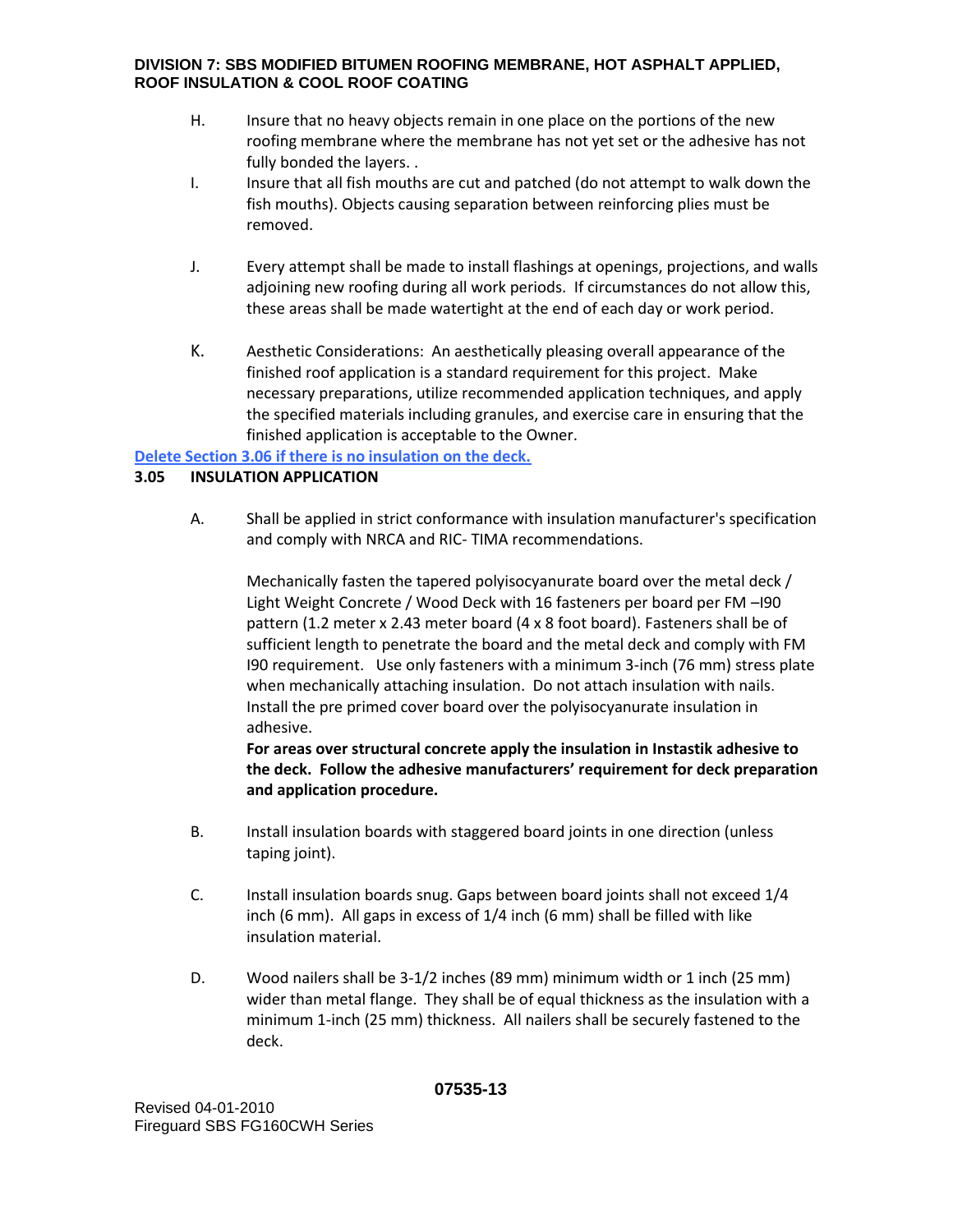H. Insure that no heavy objects remain in one place on the portions of the new roofing membrane where the membrane has not yet set or the adhesive has not fully bonded the layers. .

I. Insure that all fish mouths are cut and patched (do not attempt to walk down the fish mouths). Objects causing separation between reinforcing plies must be removed.

J. Every attempt shall be made to install flashings at openings, projections, and walls adjoining new roofing during all work periods. If circumstances do not allow this, these areas shall be made watertight at the end of each day or work period.

K. Aesthetic Considerations: An aesthetically pleasing overall appearance of the finished roof application is a standard requirement for this project. Make necessary preparations, utilize recommended application techniques, and apply the specified materials including granules, and exercise care in ensuring that the finished application is acceptable to the Owner.

Delete Section 3.06 if there is no insulation on the deck.

## 3.05 INSULATION APPLICATION

A. Shall be applied in strict conformance with insulation manufacturer's specification and comply with NRCA and RIC- TIMA recommendations.

Mechanically fasten the tapered polyisocyanurate board over the metal deck / Light Weight Concrete / Wood Deck with 16 fasteners per board per FM –I90 pattern (1.2 meter x 2.43 meter board (4 x 8 foot board). Fasteners shall be of sufficient length to penetrate the board and the metal deck and comply with FM I90 requirement. Use only fasteners with a minimum 3-inch (76 mm) stress plate when mechanically attaching insulation. Do not attach insulation with nails. Install the pre primed cover board over the polyisocyanurate insulation in adhesive.

**For areas over structural concrete apply the insulation in Instastik adhesive to the deck. Follow the adhesive manufacturers' requirement for deck preparation and application procedure.**

B. Install insulation boards with staggered board joints in one direction (unless taping joint).

C. Install insulation boards snug. Gaps between board joints shall not exceed 1/4 inch (6 mm). All gaps in excess of 1/4 inch (6 mm) shall be filled with like insulation material.

D. Wood nailers shall be 3-1/2 inches (89 mm) minimum width or 1 inch (25 mm) wider than metal flange. They shall be of equal thickness as the insulation with a minimum 1-inch (25 mm) thickness. All nailers shall be securely fastened to the deck.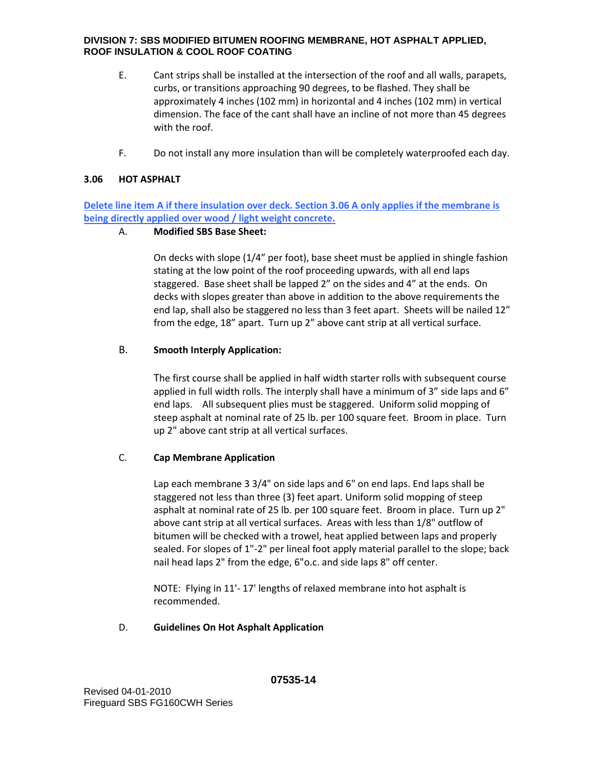E. Cant strips shall be installed at the intersection of the roof and all walls, parapets, curbs, or transitions approaching 90 degrees, to be flashed. They shall be approximately 4 inches (102 mm) in horizontal and 4 inches (102 mm) in vertical dimension. The face of the cant shall have an incline of not more than 45 degrees with the roof.

F. Do not install any more insulation than will be completely waterproofed each day.

### 3.06 HOT ASPHALT

**Delete line item A if there insulation over deck. Section 3.06 A only applies if the membrane is being directly applied over wood / light weight concrete.**

A. **Modified SBS Base Sheet:**

On decks with slope (1/4" per foot), base sheet must be applied in shingle fashion stating at the low point of the roof proceeding upwards, with all end laps staggered. Base sheet shall be lapped 2" on the sides and 4" at the ends. On decks with slopes greater than above in addition to the above requirements the end lap, shall also be staggered no less than 3 feet apart. Sheets will be nailed 12" from the edge, 18" apart. Turn up 2" above cant strip at all vertical surface.

B. **Smooth Interply Application:**

The first course shall be applied in half width starter rolls with subsequent course applied in full width rolls. The interply shall have a minimum of 3" side laps and 6" end laps. All subsequent plies must be staggered. Uniform solid mopping of steep asphalt at nominal rate of 25 lb. per 100 square feet. Broom in place. Turn up 2" above cant strip at all vertical surfaces.

C. **Cap Membrane Application**

Lap each membrane 3 3/4" on side laps and 6" on end laps. End laps shall be staggered not less than three (3) feet apart. Uniform solid mopping of steep asphalt at nominal rate of 25 lb. per 100 square feet. Broom in place. Turn up 2" above cant strip at all vertical surfaces. Areas with less than 1/8" outflow of bitumen will be checked with a trowel, heat applied between laps and properly sealed. For slopes of 1"-2" per lineal foot apply material parallel to the slope; back nail head laps 2" from the edge, 6"o.c. and side laps 8" off center.

NOTE: Flying in 11'- 17' lengths of relaxed membrane into hot asphalt is recommended.

D. **Guidelines On Hot Asphalt Application**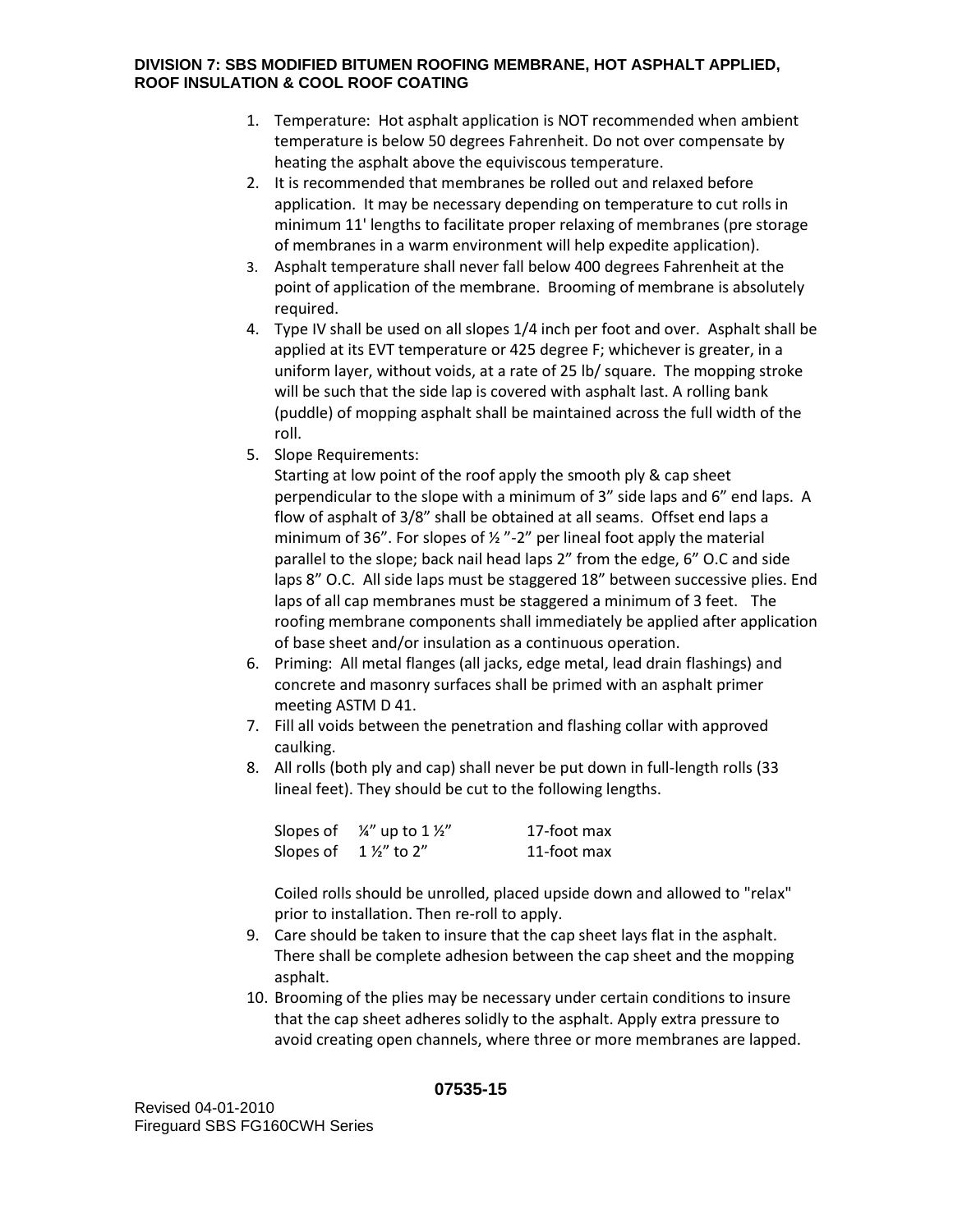1. Temperature: Hot asphalt application is NOT recommended when ambient temperature is below 50 degrees Fahrenheit. Do not over compensate by heating the asphalt above the equiviscous temperature.
2. It is recommended that membranes be rolled out and relaxed before application. It may be necessary depending on temperature to cut rolls in minimum 11' lengths to facilitate proper relaxing of membranes (pre storage of membranes in a warm environment will help expedite application).
3. Asphalt temperature shall never fall below 400 degrees Fahrenheit at the point of application of the membrane. Brooming of membrane is absolutely required.
4. Type IV shall be used on all slopes 1/4 inch per foot and over. Asphalt shall be applied at its EVT temperature or 425 degree F; whichever is greater, in a uniform layer, without voids, at a rate of 25 lb/ square. The mopping stroke will be such that the side lap is covered with asphalt last. A rolling bank (puddle) of mopping asphalt shall be maintained across the full width of the roll.
5. Slope Requirements:
   Starting at low point of the roof apply the smooth ply & cap sheet perpendicular to the slope with a minimum of 3" side laps and 6" end laps. A flow of asphalt of 3/8" shall be obtained at all seams. Offset end laps a minimum of 36". For slopes of ½ "-2" per lineal foot apply the material parallel to the slope; back nail head laps 2" from the edge, 6" O.C and side laps 8" O.C. All side laps must be staggered 18" between successive plies. End laps of all cap membranes must be staggered a minimum of 3 feet. The roofing membrane components shall immediately be applied after application of base sheet and/or insulation as a continuous operation.
6. Priming: All metal flanges (all jacks, edge metal, lead drain flashings) and concrete and masonry surfaces shall be primed with an asphalt primer meeting ASTM D 41.
7. Fill all voids between the penetration and flashing collar with approved caulking.
8. All rolls (both ply and cap) shall never be put down in full-length rolls (33 lineal feet). They should be cut to the following lengths.

   | | | |
   |---|---|---|
   | Slopes of | ¼" up to 1 ½" | 17-foot max |
   | Slopes of | 1 ½" to 2" | 11-foot max |

   Coiled rolls should be unrolled, placed upside down and allowed to "relax" prior to installation. Then re-roll to apply.
9. Care should be taken to insure that the cap sheet lays flat in the asphalt. There shall be complete adhesion between the cap sheet and the mopping asphalt.
10. Brooming of the plies may be necessary under certain conditions to insure that the cap sheet adheres solidly to the asphalt. Apply extra pressure to avoid creating open channels, where three or more membranes are lapped.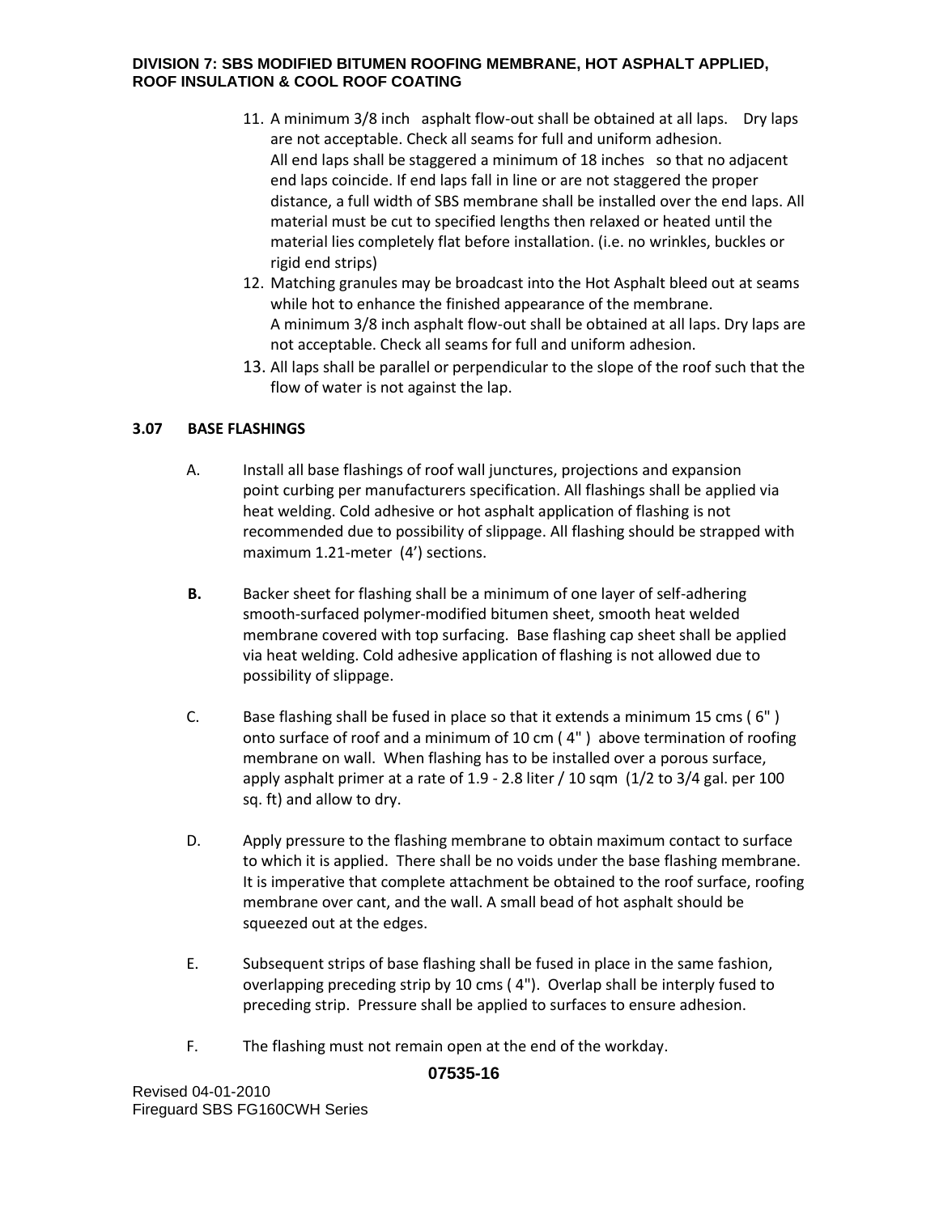11. A minimum 3/8 inch asphalt flow-out shall be obtained at all laps. Dry laps are not acceptable. Check all seams for full and uniform adhesion.
    All end laps shall be staggered a minimum of 18 inches so that no adjacent end laps coincide. If end laps fall in line or are not staggered the proper distance, a full width of SBS membrane shall be installed over the end laps. All material must be cut to specified lengths then relaxed or heated until the material lies completely flat before installation. (i.e. no wrinkles, buckles or rigid end strips)
12. Matching granules may be broadcast into the Hot Asphalt bleed out at seams while hot to enhance the finished appearance of the membrane.
    A minimum 3/8 inch asphalt flow-out shall be obtained at all laps. Dry laps are not acceptable. Check all seams for full and uniform adhesion.
13. All laps shall be parallel or perpendicular to the slope of the roof such that the flow of water is not against the lap.

### 3.07 BASE FLASHINGS

A. Install all base flashings of roof wall junctures, projections and expansion point curbing per manufacturers specification. All flashings shall be applied via heat welding. Cold adhesive or hot asphalt application of flashing is not recommended due to possibility of slippage. All flashing should be strapped with maximum 1.21-meter (4') sections.

**B.** Backer sheet for flashing shall be a minimum of one layer of self-adhering smooth-surfaced polymer-modified bitumen sheet, smooth heat welded membrane covered with top surfacing. Base flashing cap sheet shall be applied via heat welding. Cold adhesive application of flashing is not allowed due to possibility of slippage.

C. Base flashing shall be fused in place so that it extends a minimum 15 cms ( 6" ) onto surface of roof and a minimum of 10 cm ( 4" ) above termination of roofing membrane on wall. When flashing has to be installed over a porous surface, apply asphalt primer at a rate of 1.9 - 2.8 liter / 10 sqm (1/2 to 3/4 gal. per 100 sq. ft) and allow to dry.

D. Apply pressure to the flashing membrane to obtain maximum contact to surface to which it is applied. There shall be no voids under the base flashing membrane. It is imperative that complete attachment be obtained to the roof surface, roofing membrane over cant, and the wall. A small bead of hot asphalt should be squeezed out at the edges.

E. Subsequent strips of base flashing shall be fused in place in the same fashion, overlapping preceding strip by 10 cms ( 4"). Overlap shall be interply fused to preceding strip. Pressure shall be applied to surfaces to ensure adhesion.

F. The flashing must not remain open at the end of the workday.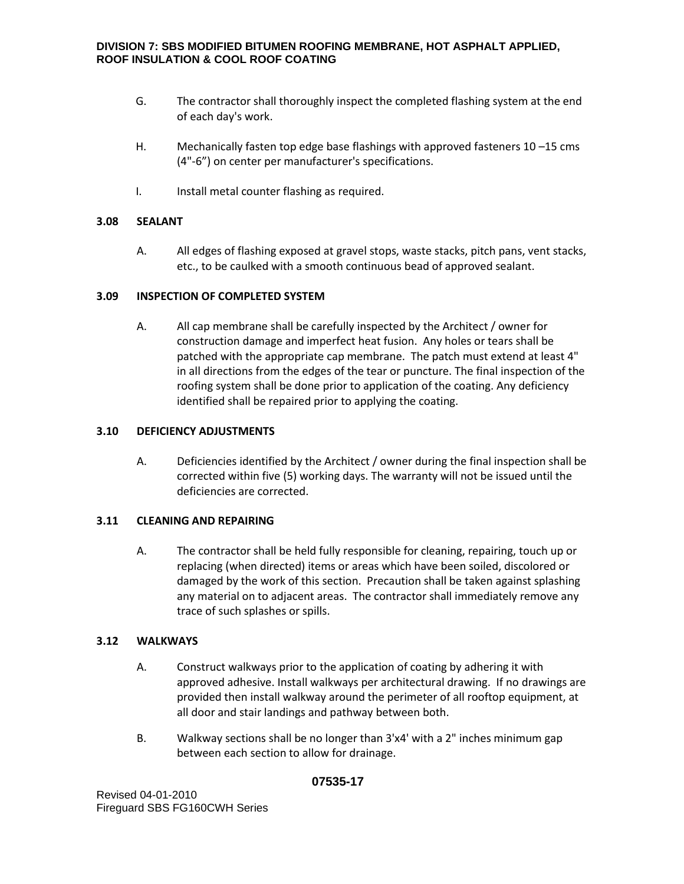G. The contractor shall thoroughly inspect the completed flashing system at the end of each day's work.

H. Mechanically fasten top edge base flashings with approved fasteners 10 –15 cms (4"-6”) on center per manufacturer's specifications.

I. Install metal counter flashing as required.

**3.08 SEALANT**

A. All edges of flashing exposed at gravel stops, waste stacks, pitch pans, vent stacks, etc., to be caulked with a smooth continuous bead of approved sealant.

**3.09 INSPECTION OF COMPLETED SYSTEM**

A. All cap membrane shall be carefully inspected by the Architect / owner for construction damage and imperfect heat fusion. Any holes or tears shall be patched with the appropriate cap membrane. The patch must extend at least 4" in all directions from the edges of the tear or puncture. The final inspection of the roofing system shall be done prior to application of the coating. Any deficiency identified shall be repaired prior to applying the coating.

**3.10 DEFICIENCY ADJUSTMENTS**

A. Deficiencies identified by the Architect / owner during the final inspection shall be corrected within five (5) working days. The warranty will not be issued until the deficiencies are corrected.

**3.11 CLEANING AND REPAIRING**

A. The contractor shall be held fully responsible for cleaning, repairing, touch up or replacing (when directed) items or areas which have been soiled, discolored or damaged by the work of this section. Precaution shall be taken against splashing any material on to adjacent areas. The contractor shall immediately remove any trace of such splashes or spills.

**3.12 WALKWAYS**

A. Construct walkways prior to the application of coating by adhering it with approved adhesive. Install walkways per architectural drawing. If no drawings are provided then install walkway around the perimeter of all rooftop equipment, at all door and stair landings and pathway between both.

B. Walkway sections shall be no longer than 3'x4' with a 2" inches minimum gap between each section to allow for drainage.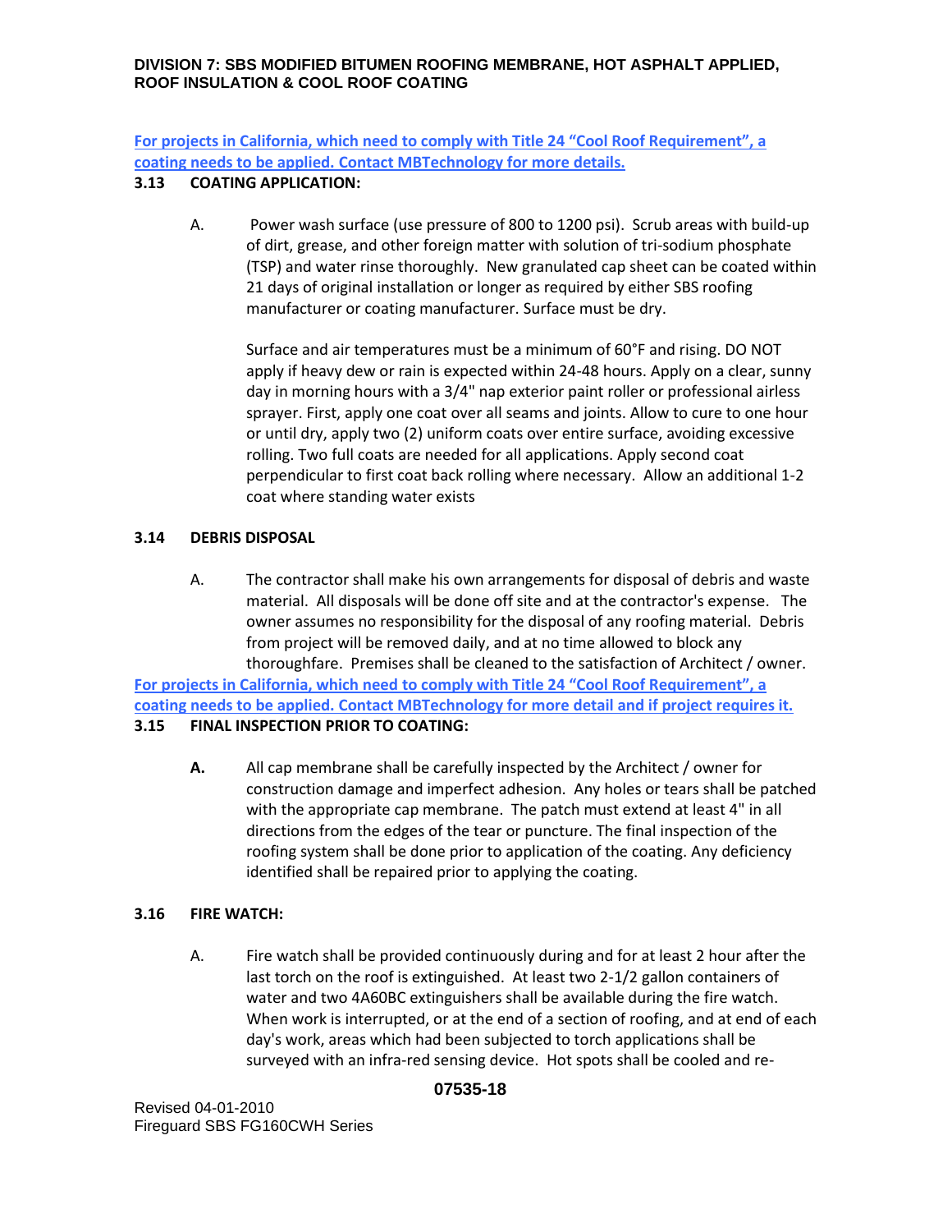**For projects in California, which need to comply with Title 24 "Cool Roof Requirement", a coating needs to be applied. Contact MBTechnology for more details.**

**3.13 COATING APPLICATION:**

A. Power wash surface (use pressure of 800 to 1200 psi). Scrub areas with build-up of dirt, grease, and other foreign matter with solution of tri-sodium phosphate (TSP) and water rinse thoroughly. New granulated cap sheet can be coated within 21 days of original installation or longer as required by either SBS roofing manufacturer or coating manufacturer. Surface must be dry.

Surface and air temperatures must be a minimum of 60°F and rising. DO NOT apply if heavy dew or rain is expected within 24-48 hours. Apply on a clear, sunny day in morning hours with a 3/4" nap exterior paint roller or professional airless sprayer. First, apply one coat over all seams and joints. Allow to cure to one hour or until dry, apply two (2) uniform coats over entire surface, avoiding excessive rolling. Two full coats are needed for all applications. Apply second coat perpendicular to first coat back rolling where necessary. Allow an additional 1-2 coat where standing water exists

**3.14 DEBRIS DISPOSAL**

A. The contractor shall make his own arrangements for disposal of debris and waste material. All disposals will be done off site and at the contractor's expense. The owner assumes no responsibility for the disposal of any roofing material. Debris from project will be removed daily, and at no time allowed to block any thoroughfare. Premises shall be cleaned to the satisfaction of Architect / owner.

**For projects in California, which need to comply with Title 24 "Cool Roof Requirement", a coating needs to be applied. Contact MBTechnology for more detail and if project requires it.**

**3.15 FINAL INSPECTION PRIOR TO COATING:**

**A.** All cap membrane shall be carefully inspected by the Architect / owner for construction damage and imperfect adhesion. Any holes or tears shall be patched with the appropriate cap membrane. The patch must extend at least 4" in all directions from the edges of the tear or puncture. The final inspection of the roofing system shall be done prior to application of the coating. Any deficiency identified shall be repaired prior to applying the coating.

**3.16 FIRE WATCH:**

A. Fire watch shall be provided continuously during and for at least 2 hour after the last torch on the roof is extinguished. At least two 2-1/2 gallon containers of water and two 4A60BC extinguishers shall be available during the fire watch. When work is interrupted, or at the end of a section of roofing, and at end of each day's work, areas which had been subjected to torch applications shall be surveyed with an infra-red sensing device. Hot spots shall be cooled and re-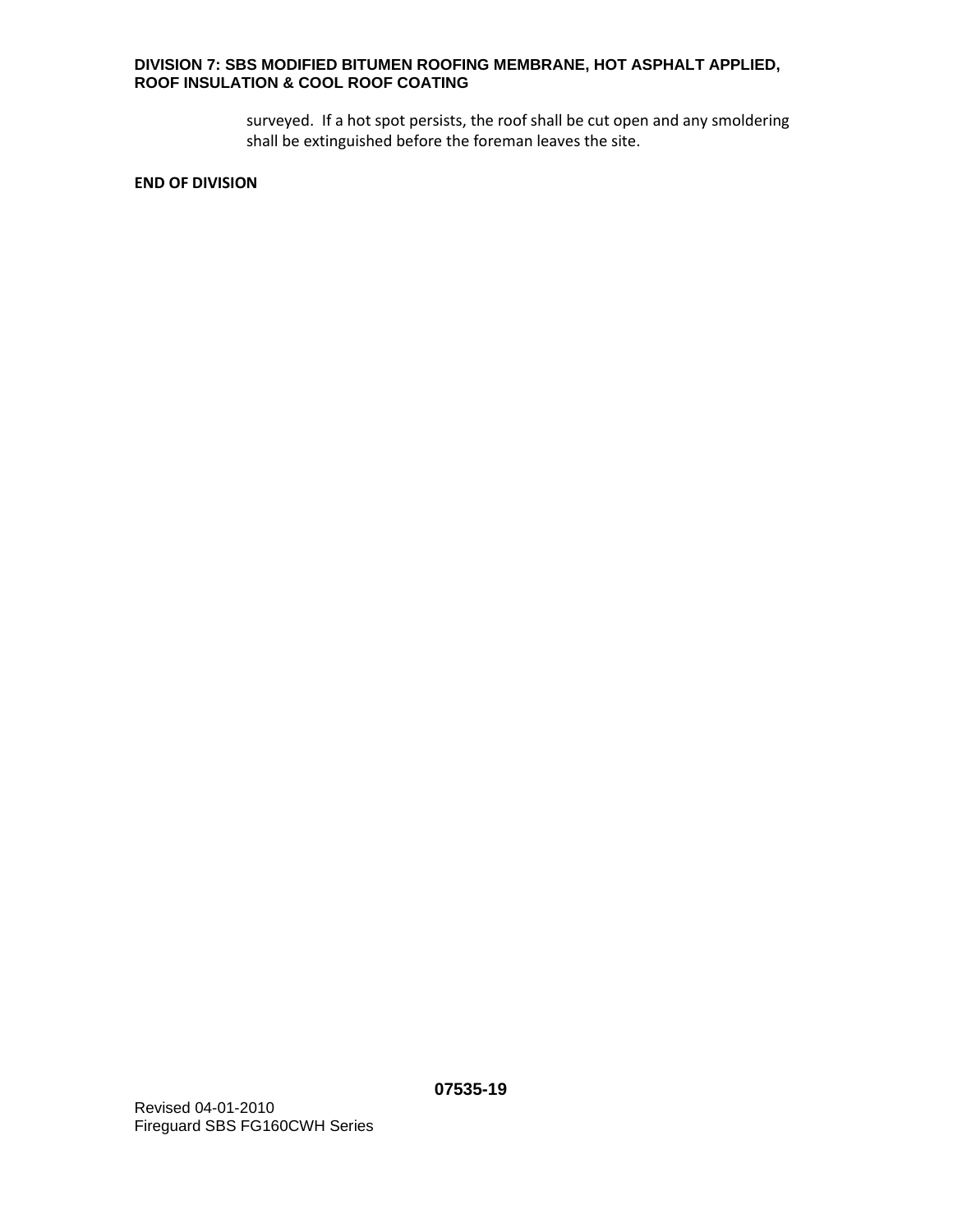surveyed. If a hot spot persists, the roof shall be cut open and any smoldering shall be extinguished before the foreman leaves the site.

**END OF DIVISION**